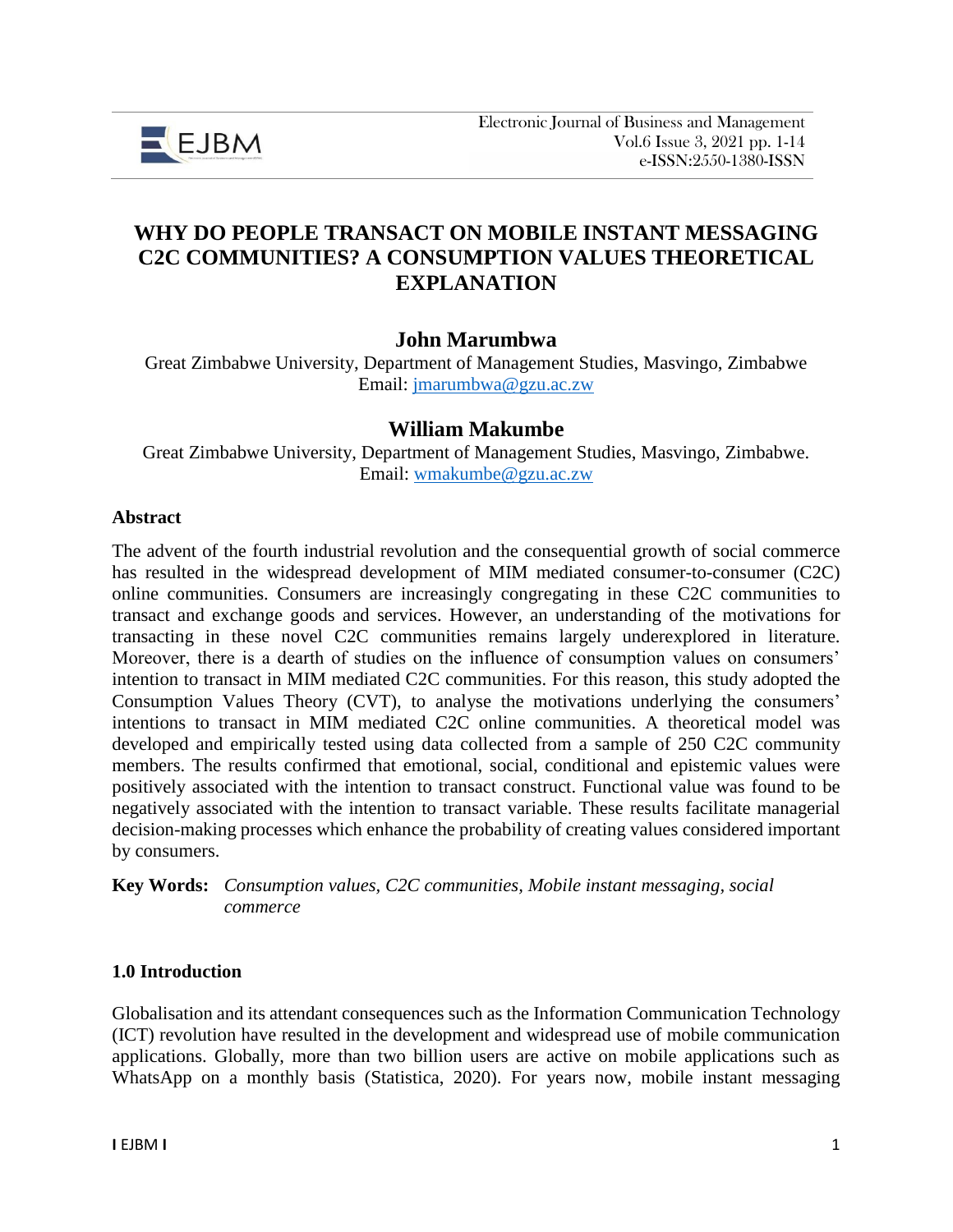# WHY DO PEOPLE TRANSACT ON MOBILE INSTANT MESSAGING C2C COMMUNITIES? A CONSUMPTION VALUES THEORETICAL EXPLANATION

**John Marumbwa**

Great Zimbabwe University, Department of Management Studies, Masvingo, Zimbabwe
Email: jmarumbwa@gzu.ac.zw

**William Makumbe**

Great Zimbabwe University, Department of Management Studies, Masvingo, Zimbabwe.
Email: wmakumbe@gzu.ac.zw

## Abstract

The advent of the fourth industrial revolution and the consequential growth of social commerce has resulted in the widespread development of MIM mediated consumer-to-consumer (C2C) online communities. Consumers are increasingly congregating in these C2C communities to transact and exchange goods and services. However, an understanding of the motivations for transacting in these novel C2C communities remains largely underexplored in literature. Moreover, there is a dearth of studies on the influence of consumption values on consumers' intention to transact in MIM mediated C2C communities. For this reason, this study adopted the Consumption Values Theory (CVT), to analyse the motivations underlying the consumers' intentions to transact in MIM mediated C2C online communities. A theoretical model was developed and empirically tested using data collected from a sample of 250 C2C community members. The results confirmed that emotional, social, conditional and epistemic values were positively associated with the intention to transact construct. Functional value was found to be negatively associated with the intention to transact variable. These results facilitate managerial decision-making processes which enhance the probability of creating values considered important by consumers.

**Key Words:** *Consumption values, C2C communities, Mobile instant messaging, social commerce*

## 1.0 Introduction

Globalisation and its attendant consequences such as the Information Communication Technology (ICT) revolution have resulted in the development and widespread use of mobile communication applications. Globally, more than two billion users are active on mobile applications such as WhatsApp on a monthly basis (Statistica, 2020). For years now, mobile instant messaging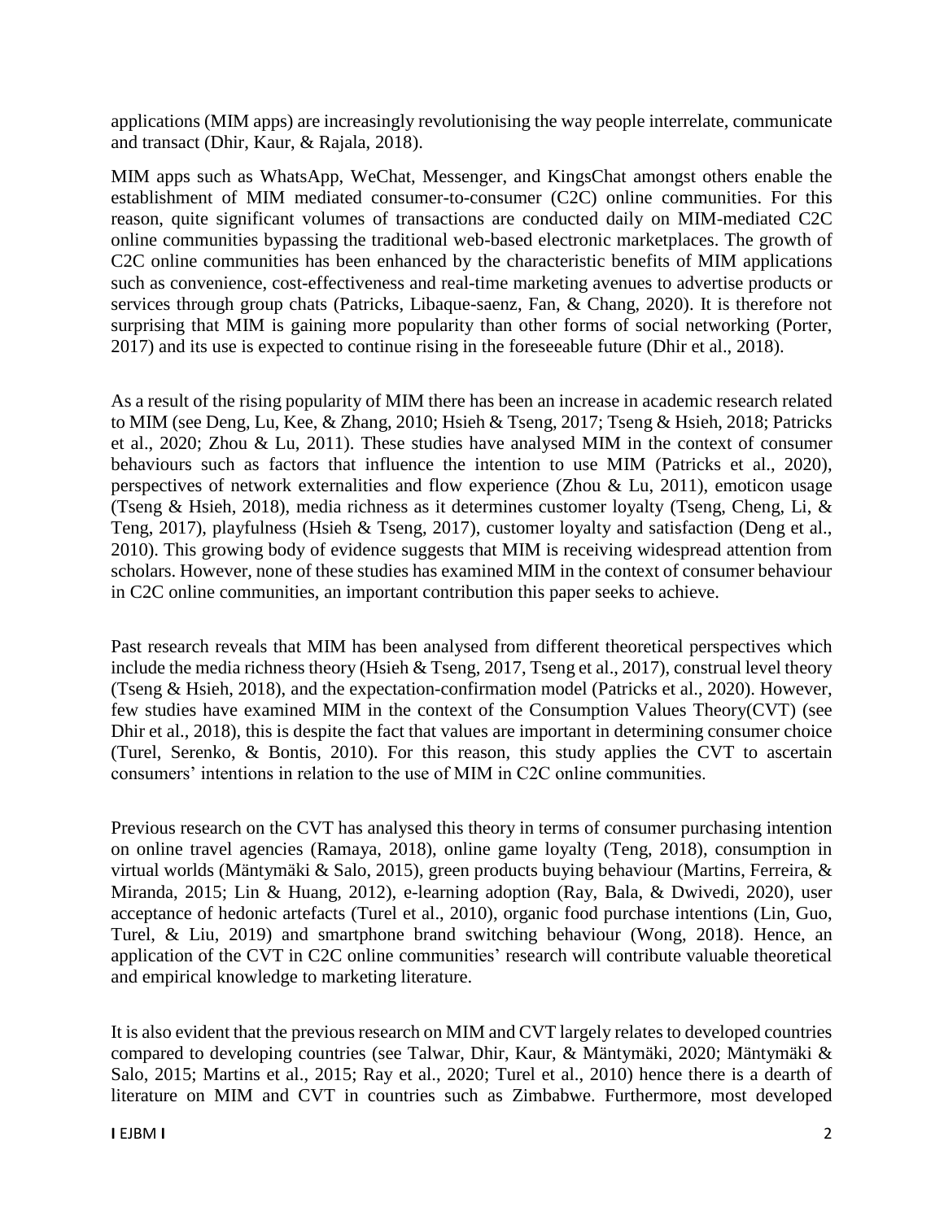applications (MIM apps) are increasingly revolutionising the way people interrelate, communicate and transact (Dhir, Kaur, & Rajala, 2018).

MIM apps such as WhatsApp, WeChat, Messenger, and KingsChat amongst others enable the establishment of MIM mediated consumer-to-consumer (C2C) online communities. For this reason, quite significant volumes of transactions are conducted daily on MIM-mediated C2C online communities bypassing the traditional web-based electronic marketplaces. The growth of C2C online communities has been enhanced by the characteristic benefits of MIM applications such as convenience, cost-effectiveness and real-time marketing avenues to advertise products or services through group chats (Patricks, Libaque-saenz, Fan, & Chang, 2020). It is therefore not surprising that MIM is gaining more popularity than other forms of social networking (Porter, 2017) and its use is expected to continue rising in the foreseeable future (Dhir et al., 2018).

As a result of the rising popularity of MIM there has been an increase in academic research related to MIM (see Deng, Lu, Kee, & Zhang, 2010; Hsieh & Tseng, 2017; Tseng & Hsieh, 2018; Patricks et al., 2020; Zhou & Lu, 2011). These studies have analysed MIM in the context of consumer behaviours such as factors that influence the intention to use MIM (Patricks et al., 2020), perspectives of network externalities and flow experience (Zhou & Lu, 2011), emoticon usage (Tseng & Hsieh, 2018), media richness as it determines customer loyalty (Tseng, Cheng, Li, & Teng, 2017), playfulness (Hsieh & Tseng, 2017), customer loyalty and satisfaction (Deng et al., 2010). This growing body of evidence suggests that MIM is receiving widespread attention from scholars. However, none of these studies has examined MIM in the context of consumer behaviour in C2C online communities, an important contribution this paper seeks to achieve.

Past research reveals that MIM has been analysed from different theoretical perspectives which include the media richness theory (Hsieh & Tseng, 2017, Tseng et al., 2017), construal level theory (Tseng & Hsieh, 2018), and the expectation-confirmation model (Patricks et al., 2020). However, few studies have examined MIM in the context of the Consumption Values Theory(CVT) (see Dhir et al., 2018), this is despite the fact that values are important in determining consumer choice (Turel, Serenko, & Bontis, 2010). For this reason, this study applies the CVT to ascertain consumers' intentions in relation to the use of MIM in C2C online communities.

Previous research on the CVT has analysed this theory in terms of consumer purchasing intention on online travel agencies (Ramaya, 2018), online game loyalty (Teng, 2018), consumption in virtual worlds (Mäntymäki & Salo, 2015), green products buying behaviour (Martins, Ferreira, & Miranda, 2015; Lin & Huang, 2012), e-learning adoption (Ray, Bala, & Dwivedi, 2020), user acceptance of hedonic artefacts (Turel et al., 2010), organic food purchase intentions (Lin, Guo, Turel, & Liu, 2019) and smartphone brand switching behaviour (Wong, 2018). Hence, an application of the CVT in C2C online communities' research will contribute valuable theoretical and empirical knowledge to marketing literature.

It is also evident that the previous research on MIM and CVT largely relates to developed countries compared to developing countries (see Talwar, Dhir, Kaur, & Mäntymäki, 2020; Mäntymäki & Salo, 2015; Martins et al., 2015; Ray et al., 2020; Turel et al., 2010) hence there is a dearth of literature on MIM and CVT in countries such as Zimbabwe. Furthermore, most developed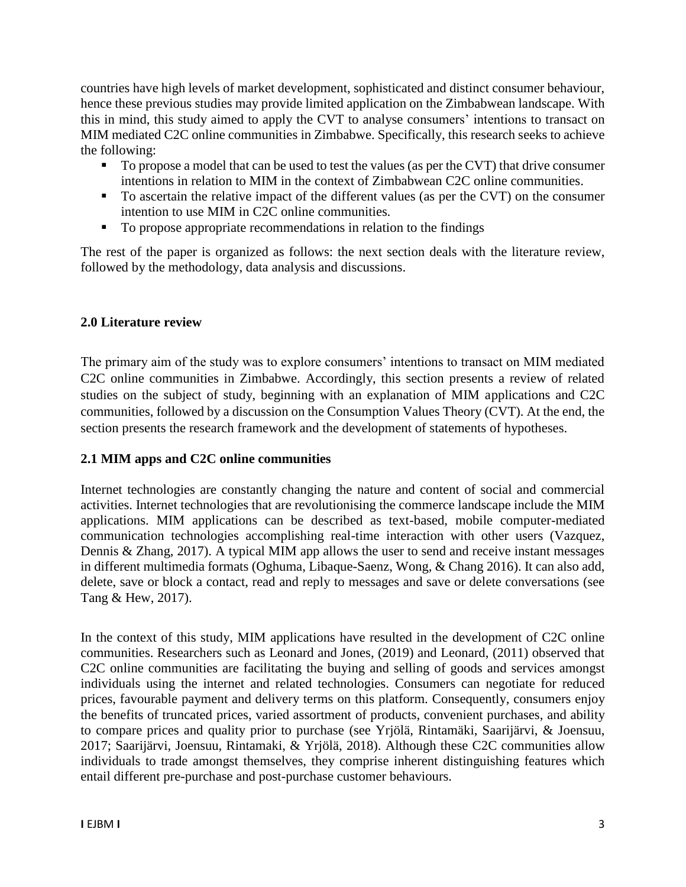countries have high levels of market development, sophisticated and distinct consumer behaviour, hence these previous studies may provide limited application on the Zimbabwean landscape. With this in mind, this study aimed to apply the CVT to analyse consumers' intentions to transact on MIM mediated C2C online communities in Zimbabwe. Specifically, this research seeks to achieve the following:

- To propose a model that can be used to test the values (as per the CVT) that drive consumer intentions in relation to MIM in the context of Zimbabwean C2C online communities.
- To ascertain the relative impact of the different values (as per the CVT) on the consumer intention to use MIM in C2C online communities.
- To propose appropriate recommendations in relation to the findings

The rest of the paper is organized as follows: the next section deals with the literature review, followed by the methodology, data analysis and discussions.

## 2.0 Literature review

The primary aim of the study was to explore consumers' intentions to transact on MIM mediated C2C online communities in Zimbabwe. Accordingly, this section presents a review of related studies on the subject of study, beginning with an explanation of MIM applications and C2C communities, followed by a discussion on the Consumption Values Theory (CVT). At the end, the section presents the research framework and the development of statements of hypotheses.

### 2.1 MIM apps and C2C online communities

Internet technologies are constantly changing the nature and content of social and commercial activities. Internet technologies that are revolutionising the commerce landscape include the MIM applications. MIM applications can be described as text-based, mobile computer-mediated communication technologies accomplishing real-time interaction with other users (Vazquez, Dennis & Zhang, 2017). A typical MIM app allows the user to send and receive instant messages in different multimedia formats (Oghuma, Libaque-Saenz, Wong, & Chang 2016). It can also add, delete, save or block a contact, read and reply to messages and save or delete conversations (see Tang & Hew, 2017).

In the context of this study, MIM applications have resulted in the development of C2C online communities. Researchers such as Leonard and Jones, (2019) and Leonard, (2011) observed that C2C online communities are facilitating the buying and selling of goods and services amongst individuals using the internet and related technologies. Consumers can negotiate for reduced prices, favourable payment and delivery terms on this platform. Consequently, consumers enjoy the benefits of truncated prices, varied assortment of products, convenient purchases, and ability to compare prices and quality prior to purchase (see Yrjölä, Rintamäki, Saarijärvi, & Joensuu, 2017; Saarijärvi, Joensuu, Rintamaki, & Yrjölä, 2018). Although these C2C communities allow individuals to trade amongst themselves, they comprise inherent distinguishing features which entail different pre-purchase and post-purchase customer behaviours.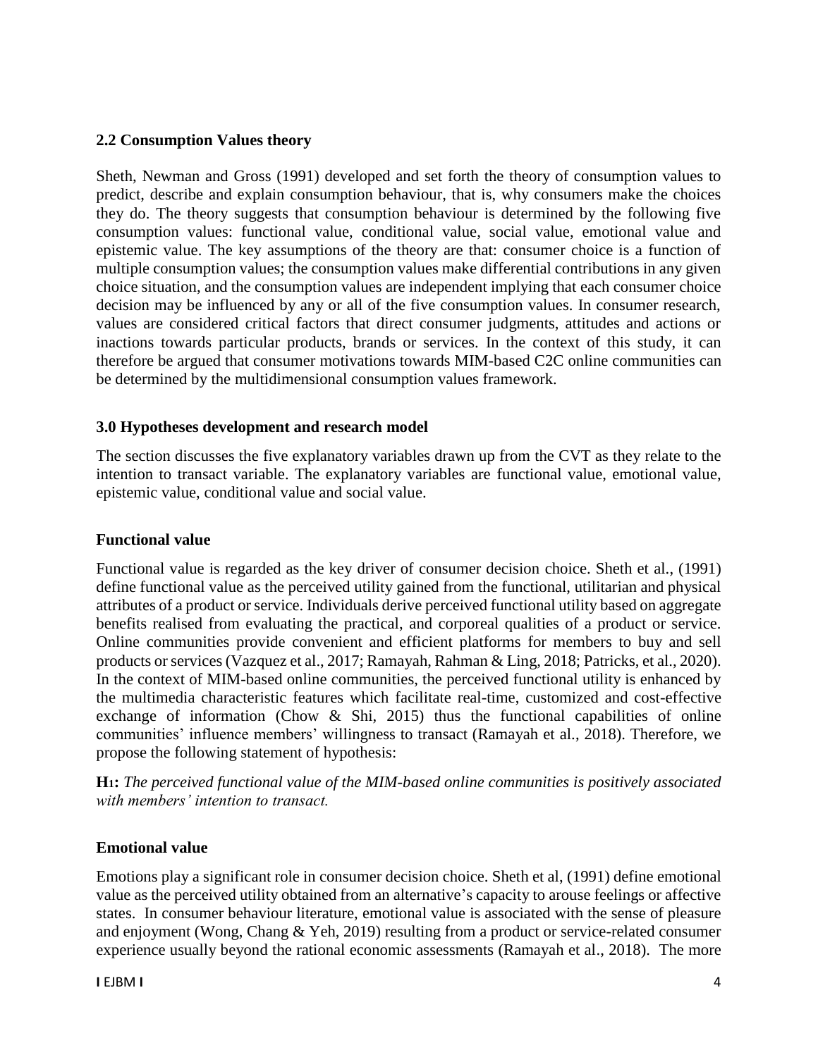### 2.2 Consumption Values theory

Sheth, Newman and Gross (1991) developed and set forth the theory of consumption values to predict, describe and explain consumption behaviour, that is, why consumers make the choices they do. The theory suggests that consumption behaviour is determined by the following five consumption values: functional value, conditional value, social value, emotional value and epistemic value. The key assumptions of the theory are that: consumer choice is a function of multiple consumption values; the consumption values make differential contributions in any given choice situation, and the consumption values are independent implying that each consumer choice decision may be influenced by any or all of the five consumption values. In consumer research, values are considered critical factors that direct consumer judgments, attitudes and actions or inactions towards particular products, brands or services. In the context of this study, it can therefore be argued that consumer motivations towards MIM-based C2C online communities can be determined by the multidimensional consumption values framework.

## 3.0 Hypotheses development and research model

The section discusses the five explanatory variables drawn up from the CVT as they relate to the intention to transact variable. The explanatory variables are functional value, emotional value, epistemic value, conditional value and social value.

### Functional value

Functional value is regarded as the key driver of consumer decision choice. Sheth et al., (1991) define functional value as the perceived utility gained from the functional, utilitarian and physical attributes of a product or service. Individuals derive perceived functional utility based on aggregate benefits realised from evaluating the practical, and corporeal qualities of a product or service. Online communities provide convenient and efficient platforms for members to buy and sell products or services (Vazquez et al., 2017; Ramayah, Rahman & Ling, 2018; Patricks, et al., 2020). In the context of MIM-based online communities, the perceived functional utility is enhanced by the multimedia characteristic features which facilitate real-time, customized and cost-effective exchange of information (Chow & Shi, 2015) thus the functional capabilities of online communities' influence members' willingness to transact (Ramayah et al., 2018). Therefore, we propose the following statement of hypothesis:

**$H_1$:** *The perceived functional value of the MIM-based online communities is positively associated with members' intention to transact.*

### Emotional value

Emotions play a significant role in consumer decision choice. Sheth et al, (1991) define emotional value as the perceived utility obtained from an alternative's capacity to arouse feelings or affective states. In consumer behaviour literature, emotional value is associated with the sense of pleasure and enjoyment (Wong, Chang & Yeh, 2019) resulting from a product or service-related consumer experience usually beyond the rational economic assessments (Ramayah et al., 2018). The more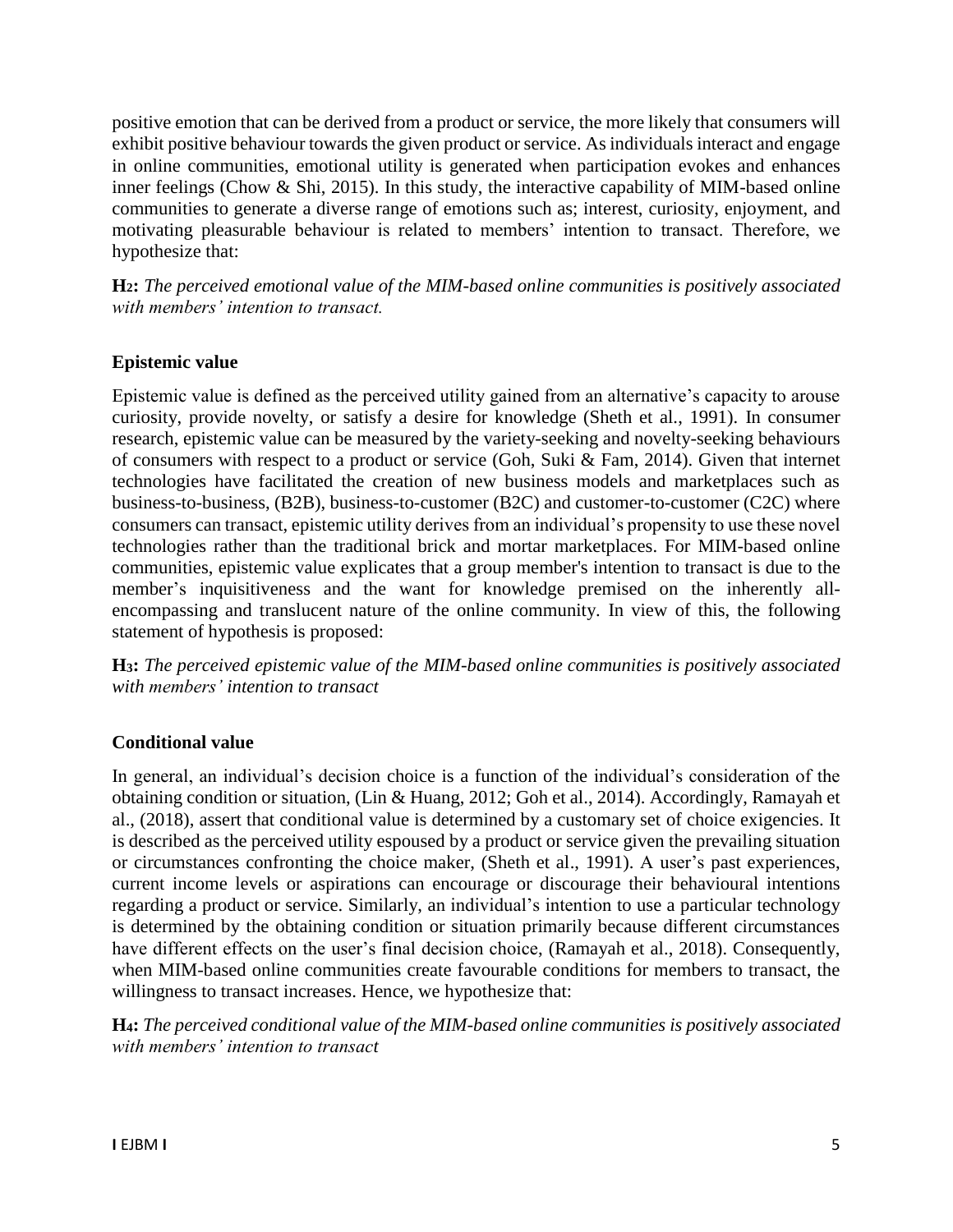positive emotion that can be derived from a product or service, the more likely that consumers will exhibit positive behaviour towards the given product or service. As individuals interact and engage in online communities, emotional utility is generated when participation evokes and enhances inner feelings (Chow & Shi, 2015). In this study, the interactive capability of MIM-based online communities to generate a diverse range of emotions such as; interest, curiosity, enjoyment, and motivating pleasurable behaviour is related to members' intention to transact. Therefore, we hypothesize that:

**$H_2$:** *The perceived emotional value of the MIM-based online communities is positively associated with members' intention to transact.*

### Epistemic value

Epistemic value is defined as the perceived utility gained from an alternative's capacity to arouse curiosity, provide novelty, or satisfy a desire for knowledge (Sheth et al., 1991). In consumer research, epistemic value can be measured by the variety-seeking and novelty-seeking behaviours of consumers with respect to a product or service (Goh, Suki & Fam, 2014). Given that internet technologies have facilitated the creation of new business models and marketplaces such as business-to-business, (B2B), business-to-customer (B2C) and customer-to-customer (C2C) where consumers can transact, epistemic utility derives from an individual's propensity to use these novel technologies rather than the traditional brick and mortar marketplaces. For MIM-based online communities, epistemic value explicates that a group member's intention to transact is due to the member's inquisitiveness and the want for knowledge premised on the inherently all-encompassing and translucent nature of the online community. In view of this, the following statement of hypothesis is proposed:

**$H_3$:** *The perceived epistemic value of the MIM-based online communities is positively associated with members' intention to transact*

### Conditional value

In general, an individual's decision choice is a function of the individual's consideration of the obtaining condition or situation, (Lin & Huang, 2012; Goh et al., 2014). Accordingly, Ramayah et al., (2018), assert that conditional value is determined by a customary set of choice exigencies. It is described as the perceived utility espoused by a product or service given the prevailing situation or circumstances confronting the choice maker, (Sheth et al., 1991). A user's past experiences, current income levels or aspirations can encourage or discourage their behavioural intentions regarding a product or service. Similarly, an individual's intention to use a particular technology is determined by the obtaining condition or situation primarily because different circumstances have different effects on the user's final decision choice, (Ramayah et al., 2018). Consequently, when MIM-based online communities create favourable conditions for members to transact, the willingness to transact increases. Hence, we hypothesize that:

**$H_4$:** *The perceived conditional value of the MIM-based online communities is positively associated with members' intention to transact*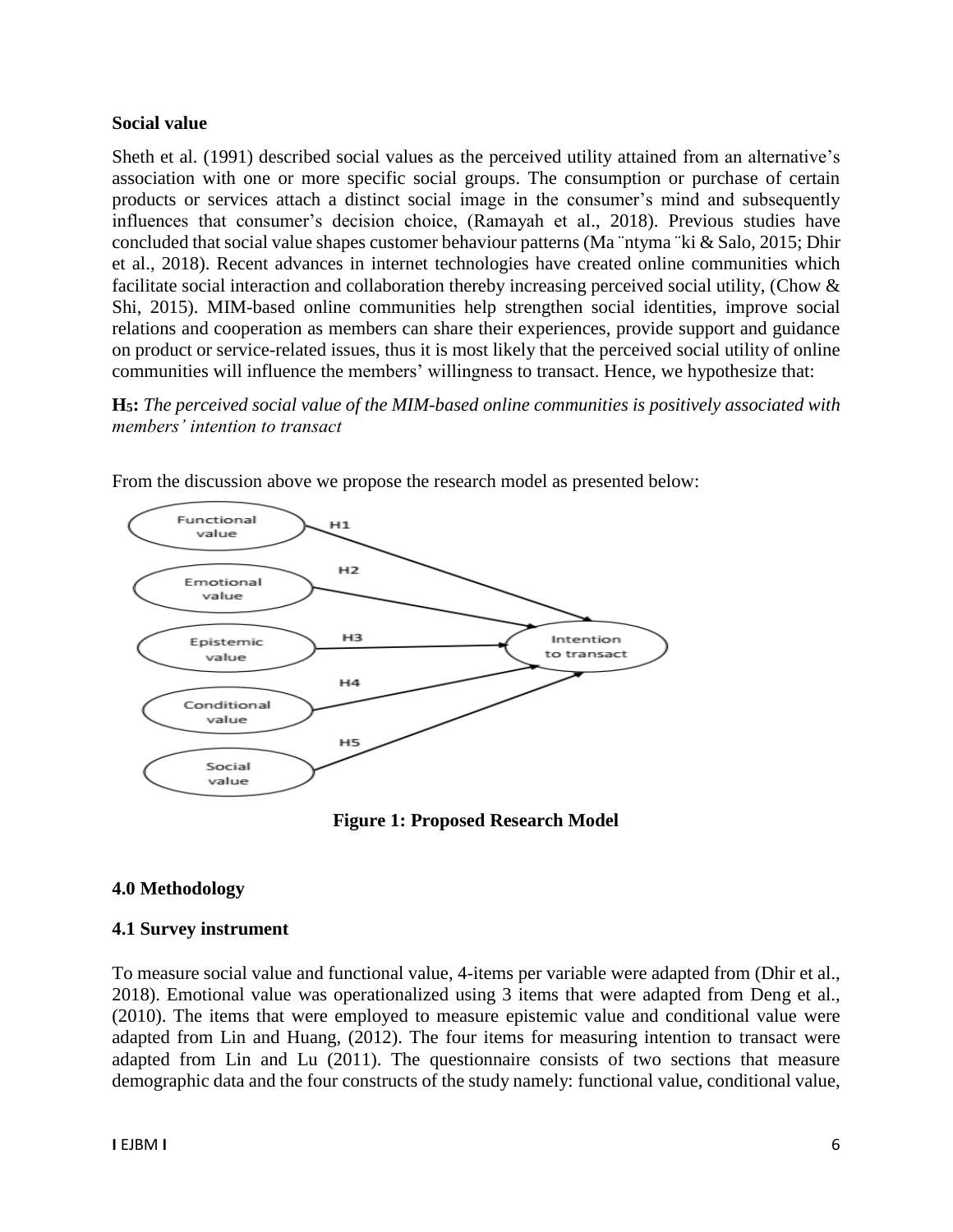**Social value**

Sheth et al. (1991) described social values as the perceived utility attained from an alternative's association with one or more specific social groups. The consumption or purchase of certain products or services attach a distinct social image in the consumer's mind and subsequently influences that consumer's decision choice, (Ramayah et al., 2018). Previous studies have concluded that social value shapes customer behaviour patterns (Ma ̈ntyma ̈ki & Salo, 2015; Dhir et al., 2018). Recent advances in internet technologies have created online communities which facilitate social interaction and collaboration thereby increasing perceived social utility, (Chow & Shi, 2015). MIM-based online communities help strengthen social identities, improve social relations and cooperation as members can share their experiences, provide support and guidance on product or service-related issues, thus it is most likely that the perceived social utility of online communities will influence the members' willingness to transact. Hence, we hypothesize that:

**$H_5$:** *The perceived social value of the MIM-based online communities is positively associated with members' intention to transact*

From the discussion above we propose the research model as presented below:

**Figure 1: Proposed Research Model**

**4.0 Methodology**

**4.1 Survey instrument**

To measure social value and functional value, 4-items per variable were adapted from (Dhir et al., 2018). Emotional value was operationalized using 3 items that were adapted from Deng et al., (2010). The items that were employed to measure epistemic value and conditional value were adapted from Lin and Huang, (2012). The four items for measuring intention to transact were adapted from Lin and Lu (2011). The questionnaire consists of two sections that measure demographic data and the four constructs of the study namely: functional value, conditional value,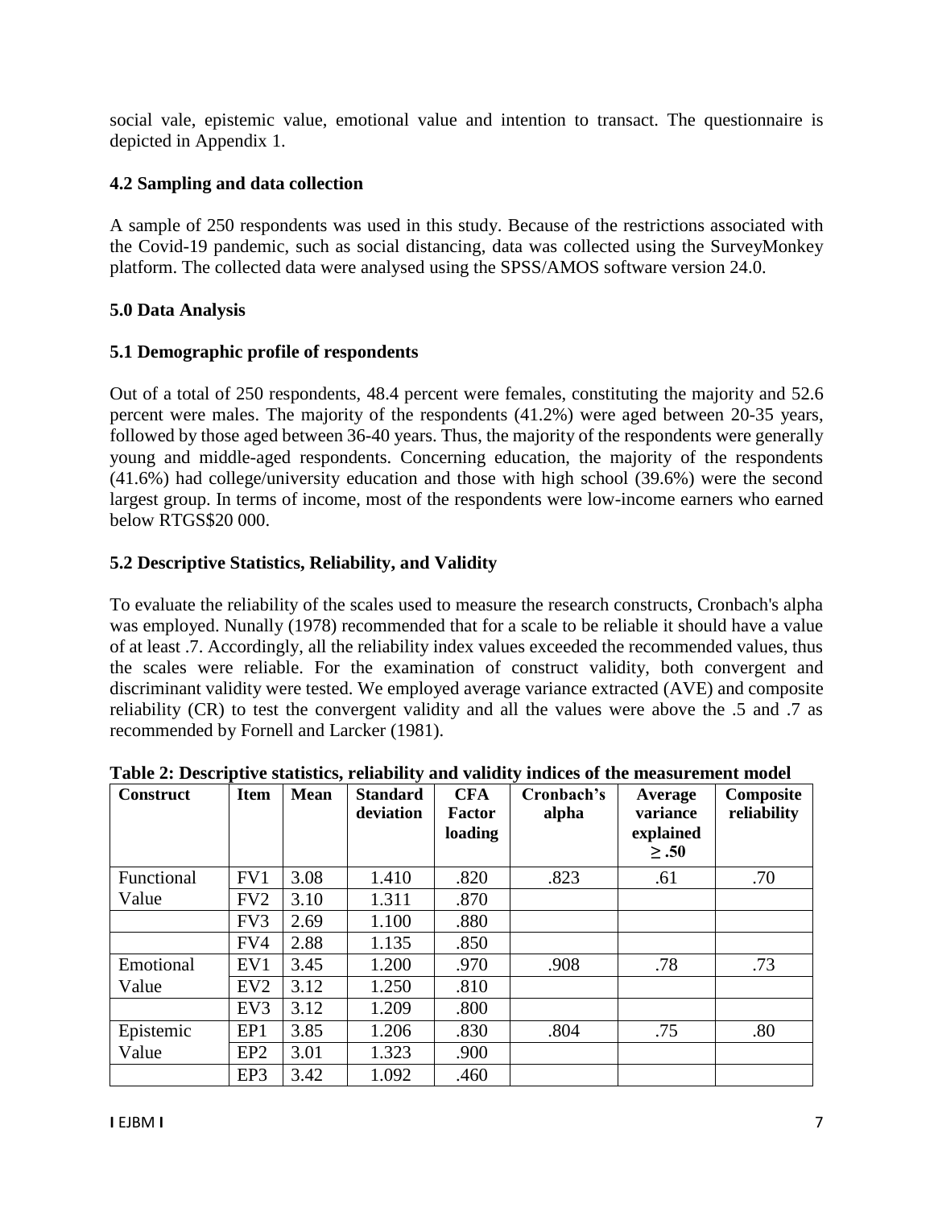social vale, epistemic value, emotional value and intention to transact. The questionnaire is depicted in Appendix 1.

### 4.2 Sampling and data collection

A sample of 250 respondents was used in this study. Because of the restrictions associated with the Covid-19 pandemic, such as social distancing, data was collected using the SurveyMonkey platform. The collected data were analysed using the SPSS/AMOS software version 24.0.

## 5.0 Data Analysis

### 5.1 Demographic profile of respondents

Out of a total of 250 respondents, 48.4 percent were females, constituting the majority and 52.6 percent were males. The majority of the respondents (41.2%) were aged between 20-35 years, followed by those aged between 36-40 years. Thus, the majority of the respondents were generally young and middle-aged respondents. Concerning education, the majority of the respondents (41.6%) had college/university education and those with high school (39.6%) were the second largest group. In terms of income, most of the respondents were low-income earners who earned below RTGS$20 000.

### 5.2 Descriptive Statistics, Reliability, and Validity

To evaluate the reliability of the scales used to measure the research constructs, Cronbach's alpha was employed. Nunally (1978) recommended that for a scale to be reliable it should have a value of at least .7. Accordingly, all the reliability index values exceeded the recommended values, thus the scales were reliable. For the examination of construct validity, both convergent and discriminant validity were tested. We employed average variance extracted (AVE) and composite reliability (CR) to test the convergent validity and all the values were above the .5 and .7 as recommended by Fornell and Larcker (1981).

**Table 2: Descriptive statistics, reliability and validity indices of the measurement model**

| Construct | Item | Mean | Standard deviation | CFA Factor loading | Cronbach's alpha | Average variance explained ≥ .50 | Composite reliability |
|---|---|---|---|---|---|---|---|
| Functional Value | FV1 | 3.08 | 1.410 | .820 | .823 | .61 | .70 |
| | FV2 | 3.10 | 1.311 | .870 | | | |
| | FV3 | 2.69 | 1.100 | .880 | | | |
| | FV4 | 2.88 | 1.135 | .850 | | | |
| Emotional Value | EV1 | 3.45 | 1.200 | .970 | .908 | .78 | .73 |
| | EV2 | 3.12 | 1.250 | .810 | | | |
| | EV3 | 3.12 | 1.209 | .800 | | | |
| Epistemic Value | EP1 | 3.85 | 1.206 | .830 | .804 | .75 | .80 |
| | EP2 | 3.01 | 1.323 | .900 | | | |
| | EP3 | 3.42 | 1.092 | .460 | | | |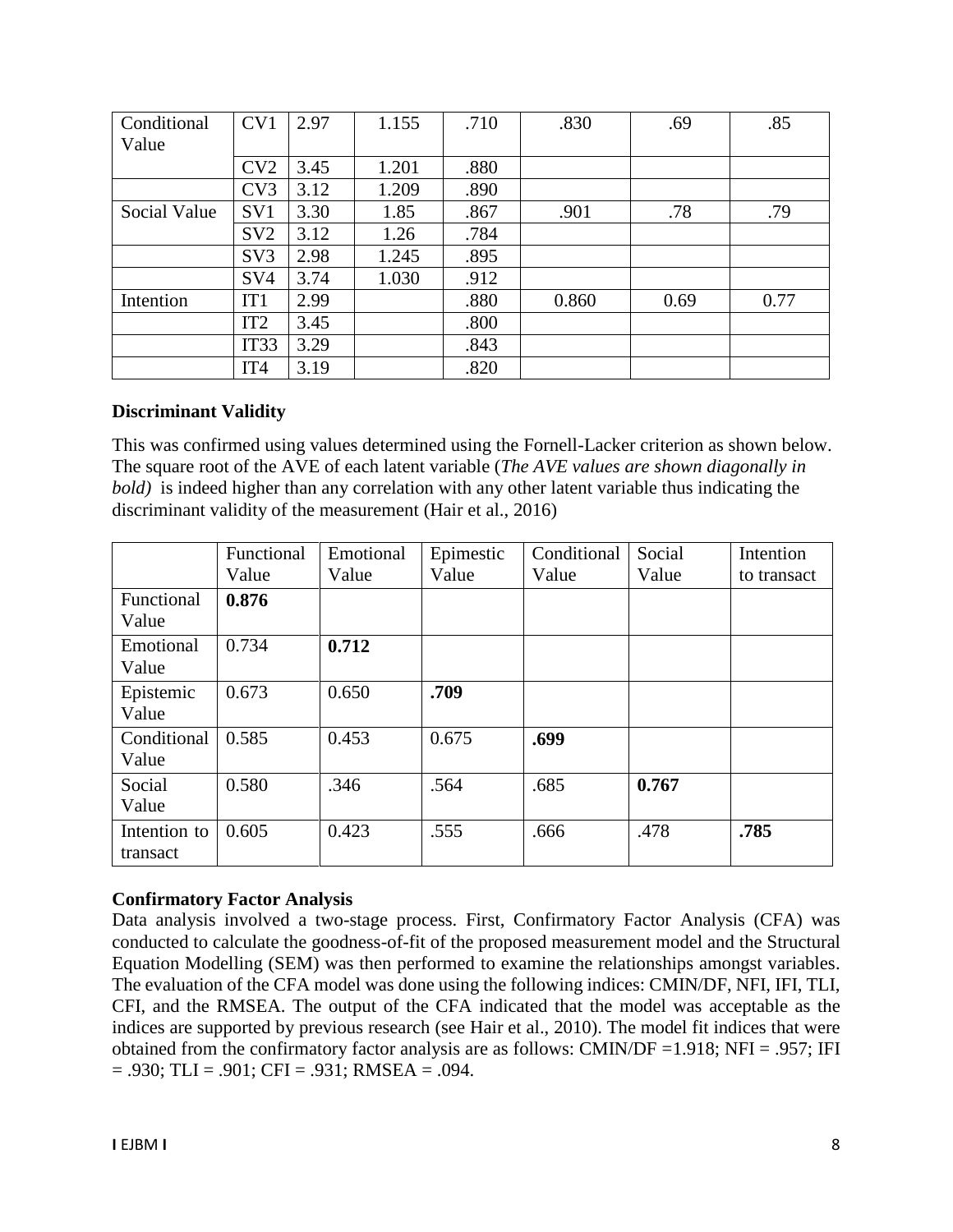| Conditional Value | CV1 | 2.97 | 1.155 | .710 | .830 | .69 | .85 |
|---|---|---|---|---|---|---|---|
| | CV2 | 3.45 | 1.201 | .880 | | | |
| | CV3 | 3.12 | 1.209 | .890 | | | |
| Social Value | SV1 | 3.30 | 1.85 | .867 | .901 | .78 | .79 |
| | SV2 | 3.12 | 1.26 | .784 | | | |
| | SV3 | 2.98 | 1.245 | .895 | | | |
| | SV4 | 3.74 | 1.030 | .912 | | | |
| Intention | IT1 | 2.99 | | .880 | 0.860 | 0.69 | 0.77 |
| | IT2 | 3.45 | | .800 | | | |
| | IT33 | 3.29 | | .843 | | | |
| | IT4 | 3.19 | | .820 | | | |

**Discriminant Validity**

This was confirmed using values determined using the Fornell-Lacker criterion as shown below. The square root of the AVE of each latent variable (*The AVE values are shown diagonally in bold)* is indeed higher than any correlation with any other latent variable thus indicating the discriminant validity of the measurement (Hair et al., 2016)

| | Functional Value | Emotional Value | Epimestic Value | Conditional Value | Social Value | Intention to transact |
|---|---|---|---|---|---|---|
| Functional Value | **0.876** | | | | | |
| Emotional Value | 0.734 | **0.712** | | | | |
| Epistemic Value | 0.673 | 0.650 | **.709** | | | |
| Conditional Value | 0.585 | 0.453 | 0.675 | **.699** | | |
| Social Value | 0.580 | .346 | .564 | .685 | **0.767** | |
| Intention to transact | 0.605 | 0.423 | .555 | .666 | .478 | **.785** |

**Confirmatory Factor Analysis**

Data analysis involved a two-stage process. First, Confirmatory Factor Analysis (CFA) was conducted to calculate the goodness-of-fit of the proposed measurement model and the Structural Equation Modelling (SEM) was then performed to examine the relationships amongst variables. The evaluation of the CFA model was done using the following indices: CMIN/DF, NFI, IFI, TLI, CFI, and the RMSEA. The output of the CFA indicated that the model was acceptable as the indices are supported by previous research (see Hair et al., 2010). The model fit indices that were obtained from the confirmatory factor analysis are as follows: CMIN/DF =1.918; NFI = .957; IFI = .930; TLI = .901; CFI = .931; RMSEA = .094.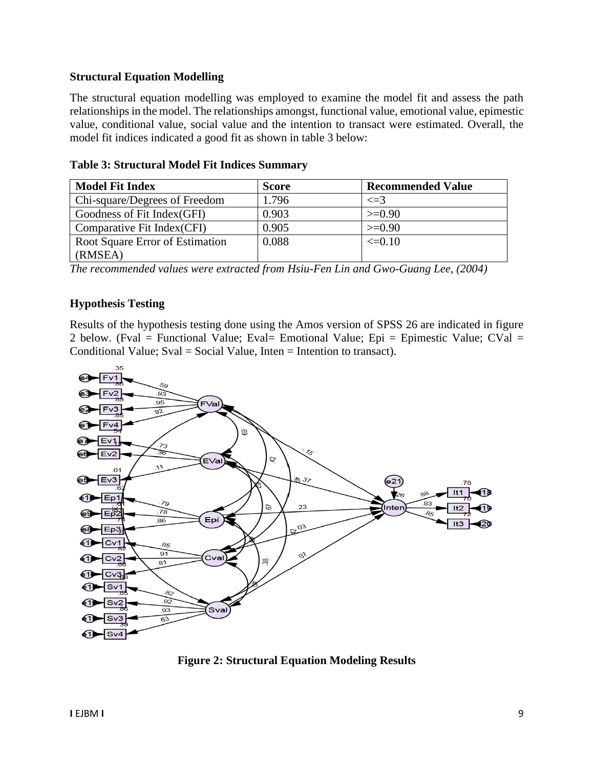### Structural Equation Modelling

The structural equation modelling was employed to examine the model fit and assess the path relationships in the model. The relationships amongst, functional value, emotional value, epimestic value, conditional value, social value and the intention to transact were estimated. Overall, the model fit indices indicated a good fit as shown in table 3 below:

**Table 3: Structural Model Fit Indices Summary**

| Model Fit Index | Score | Recommended Value |
|---|---|---|
| Chi-square/Degrees of Freedom | 1.796 | <=3 |
| Goodness of Fit Index(GFI) | 0.903 | >=0.90 |
| Comparative Fit Index(CFI) | 0.905 | >=0.90 |
| Root Square Error of Estimation (RMSEA) | 0.088 | <=0.10 |

*The recommended values were extracted from Hsiu-Fen Lin and Gwo-Guang Lee, (2004)*

### Hypothesis Testing

Results of the hypothesis testing done using the Amos version of SPSS 26 are indicated in figure 2 below. (Fval = Functional Value; Eval= Emotional Value; Epi = Epimestic Value; CVal = Conditional Value; Sval = Social Value, Inten = Intention to transact).

**Figure 2: Structural Equation Modeling Results**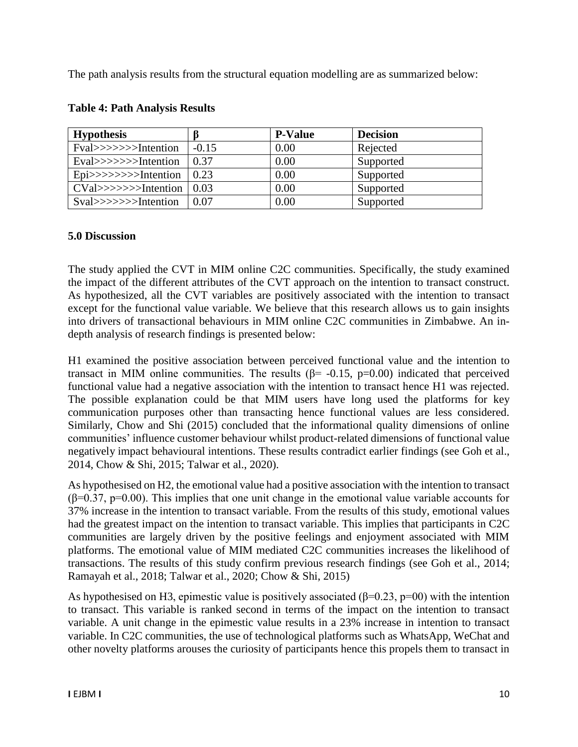The path analysis results from the structural equation modelling are as summarized below:

**Table 4: Path Analysis Results**

| Hypothesis | β | P-Value | Decision |
|---|---|---|---|
| Fval>>>>>>>Intention | -0.15 | 0.00 | Rejected |
| Eval>>>>>>>Intention | 0.37 | 0.00 | Supported |
| Epi>>>>>>>>Intention | 0.23 | 0.00 | Supported |
| CVal>>>>>>>Intention | 0.03 | 0.00 | Supported |
| Sval>>>>>>>Intention | 0.07 | 0.00 | Supported |

## 5.0 Discussion

The study applied the CVT in MIM online C2C communities. Specifically, the study examined the impact of the different attributes of the CVT approach on the intention to transact construct. As hypothesized, all the CVT variables are positively associated with the intention to transact except for the functional value variable. We believe that this research allows us to gain insights into drivers of transactional behaviours in MIM online C2C communities in Zimbabwe. An in-depth analysis of research findings is presented below:

H1 examined the positive association between perceived functional value and the intention to transact in MIM online communities. The results (β= -0.15, p=0.00) indicated that perceived functional value had a negative association with the intention to transact hence H1 was rejected. The possible explanation could be that MIM users have long used the platforms for key communication purposes other than transacting hence functional values are less considered. Similarly, Chow and Shi (2015) concluded that the informational quality dimensions of online communities' influence customer behaviour whilst product-related dimensions of functional value negatively impact behavioural intentions. These results contradict earlier findings (see Goh et al., 2014, Chow & Shi, 2015; Talwar et al., 2020).

As hypothesised on H2, the emotional value had a positive association with the intention to transact (β=0.37, p=0.00). This implies that one unit change in the emotional value variable accounts for 37% increase in the intention to transact variable. From the results of this study, emotional values had the greatest impact on the intention to transact variable. This implies that participants in C2C communities are largely driven by the positive feelings and enjoyment associated with MIM platforms. The emotional value of MIM mediated C2C communities increases the likelihood of transactions. The results of this study confirm previous research findings (see Goh et al., 2014; Ramayah et al., 2018; Talwar et al., 2020; Chow & Shi, 2015)

As hypothesised on H3, epimestic value is positively associated (β=0.23, p=00) with the intention to transact. This variable is ranked second in terms of the impact on the intention to transact variable. A unit change in the epimestic value results in a 23% increase in intention to transact variable. In C2C communities, the use of technological platforms such as WhatsApp, WeChat and other novelty platforms arouses the curiosity of participants hence this propels them to transact in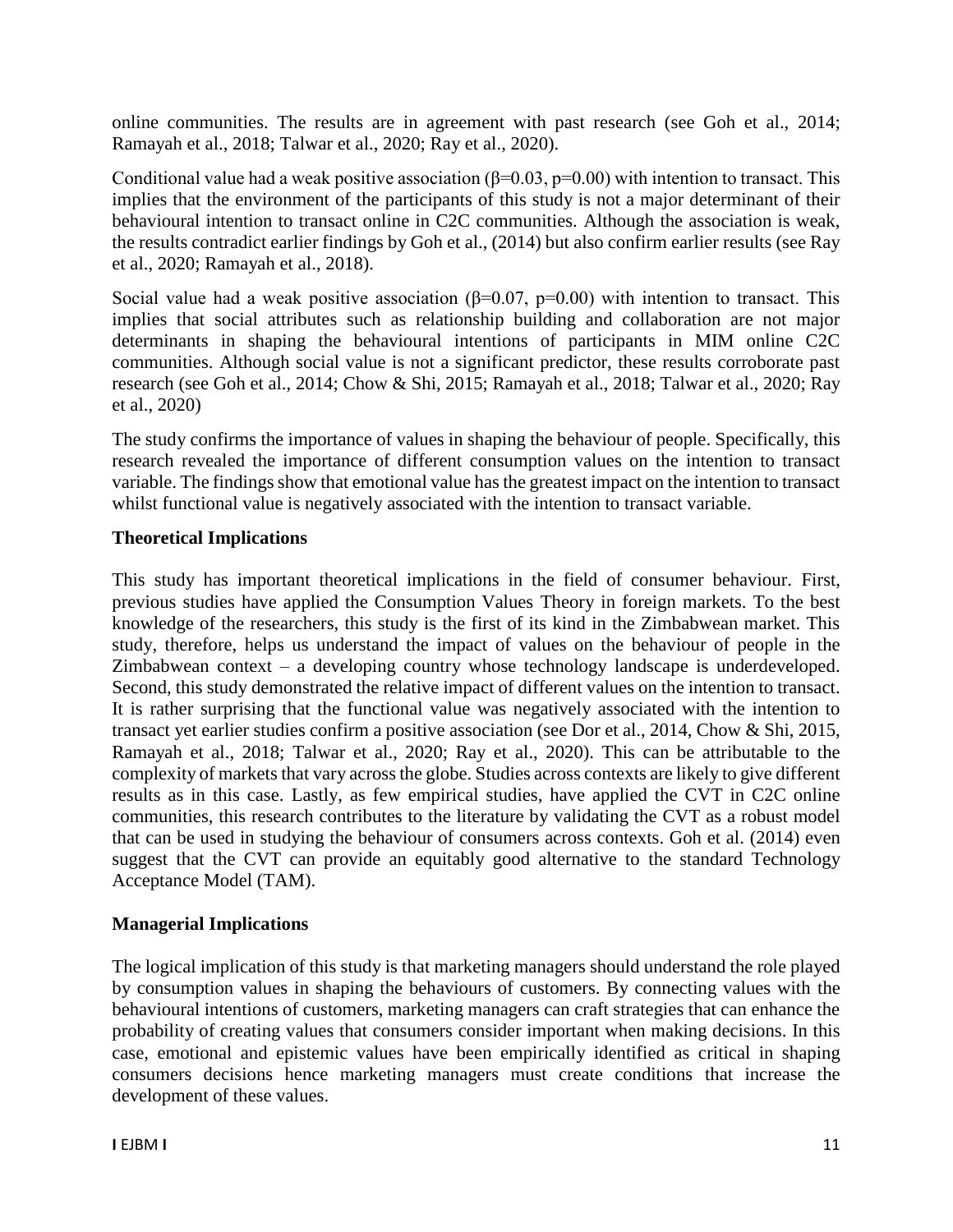online communities. The results are in agreement with past research (see Goh et al., 2014; Ramayah et al., 2018; Talwar et al., 2020; Ray et al., 2020).

Conditional value had a weak positive association ($\beta$=0.03, p=0.00) with intention to transact. This implies that the environment of the participants of this study is not a major determinant of their behavioural intention to transact online in C2C communities. Although the association is weak, the results contradict earlier findings by Goh et al., (2014) but also confirm earlier results (see Ray et al., 2020; Ramayah et al., 2018).

Social value had a weak positive association ($\beta$=0.07, p=0.00) with intention to transact. This implies that social attributes such as relationship building and collaboration are not major determinants in shaping the behavioural intentions of participants in MIM online C2C communities. Although social value is not a significant predictor, these results corroborate past research (see Goh et al., 2014; Chow & Shi, 2015; Ramayah et al., 2018; Talwar et al., 2020; Ray et al., 2020)

The study confirms the importance of values in shaping the behaviour of people. Specifically, this research revealed the importance of different consumption values on the intention to transact variable. The findings show that emotional value has the greatest impact on the intention to transact whilst functional value is negatively associated with the intention to transact variable.

**Theoretical Implications**

This study has important theoretical implications in the field of consumer behaviour. First, previous studies have applied the Consumption Values Theory in foreign markets. To the best knowledge of the researchers, this study is the first of its kind in the Zimbabwean market. This study, therefore, helps us understand the impact of values on the behaviour of people in the Zimbabwean context – a developing country whose technology landscape is underdeveloped. Second, this study demonstrated the relative impact of different values on the intention to transact. It is rather surprising that the functional value was negatively associated with the intention to transact yet earlier studies confirm a positive association (see Dor et al., 2014, Chow & Shi, 2015, Ramayah et al., 2018; Talwar et al., 2020; Ray et al., 2020). This can be attributable to the complexity of markets that vary across the globe. Studies across contexts are likely to give different results as in this case. Lastly, as few empirical studies, have applied the CVT in C2C online communities, this research contributes to the literature by validating the CVT as a robust model that can be used in studying the behaviour of consumers across contexts. Goh et al. (2014) even suggest that the CVT can provide an equitably good alternative to the standard Technology Acceptance Model (TAM).

**Managerial Implications**

The logical implication of this study is that marketing managers should understand the role played by consumption values in shaping the behaviours of customers. By connecting values with the behavioural intentions of customers, marketing managers can craft strategies that can enhance the probability of creating values that consumers consider important when making decisions. In this case, emotional and epistemic values have been empirically identified as critical in shaping consumers decisions hence marketing managers must create conditions that increase the development of these values.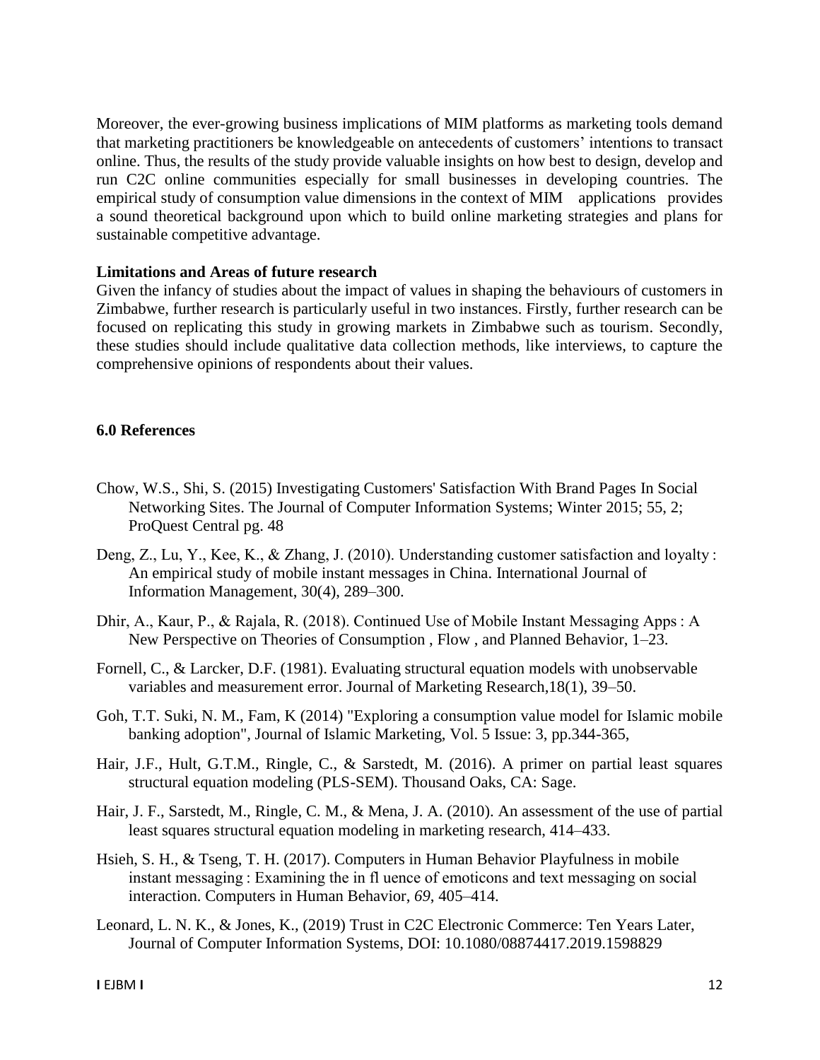Moreover, the ever-growing business implications of MIM platforms as marketing tools demand that marketing practitioners be knowledgeable on antecedents of customers' intentions to transact online. Thus, the results of the study provide valuable insights on how best to design, develop and run C2C online communities especially for small businesses in developing countries. The empirical study of consumption value dimensions in the context of MIM applications provides a sound theoretical background upon which to build online marketing strategies and plans for sustainable competitive advantage.

**Limitations and Areas of future research**

Given the infancy of studies about the impact of values in shaping the behaviours of customers in Zimbabwe, further research is particularly useful in two instances. Firstly, further research can be focused on replicating this study in growing markets in Zimbabwe such as tourism. Secondly, these studies should include qualitative data collection methods, like interviews, to capture the comprehensive opinions of respondents about their values.

## 6.0 References

Chow, W.S., Shi, S. (2015) Investigating Customers' Satisfaction With Brand Pages In Social Networking Sites. The Journal of Computer Information Systems; Winter 2015; 55, 2; ProQuest Central pg. 48

Deng, Z., Lu, Y., Kee, K., & Zhang, J. (2010). Understanding customer satisfaction and loyalty : An empirical study of mobile instant messages in China. International Journal of Information Management, 30(4), 289–300.

Dhir, A., Kaur, P., & Rajala, R. (2018). Continued Use of Mobile Instant Messaging Apps : A New Perspective on Theories of Consumption , Flow , and Planned Behavior, 1–23.

Fornell, C., & Larcker, D.F. (1981). Evaluating structural equation models with unobservable variables and measurement error. Journal of Marketing Research,18(1), 39–50.

Goh, T.T. Suki, N. M., Fam, K (2014) "Exploring a consumption value model for Islamic mobile banking adoption", Journal of Islamic Marketing, Vol. 5 Issue: 3, pp.344-365,

Hair, J.F., Hult, G.T.M., Ringle, C., & Sarstedt, M. (2016). A primer on partial least squares structural equation modeling (PLS-SEM). Thousand Oaks, CA: Sage.

Hair, J. F., Sarstedt, M., Ringle, C. M., & Mena, J. A. (2010). An assessment of the use of partial least squares structural equation modeling in marketing research, 414–433.

Hsieh, S. H., & Tseng, T. H. (2017). Computers in Human Behavior Playfulness in mobile instant messaging : Examining the in fl uence of emoticons and text messaging on social interaction. Computers in Human Behavior, *69*, 405–414.

Leonard, L. N. K., & Jones, K., (2019) Trust in C2C Electronic Commerce: Ten Years Later, Journal of Computer Information Systems, DOI: 10.1080/08874417.2019.1598829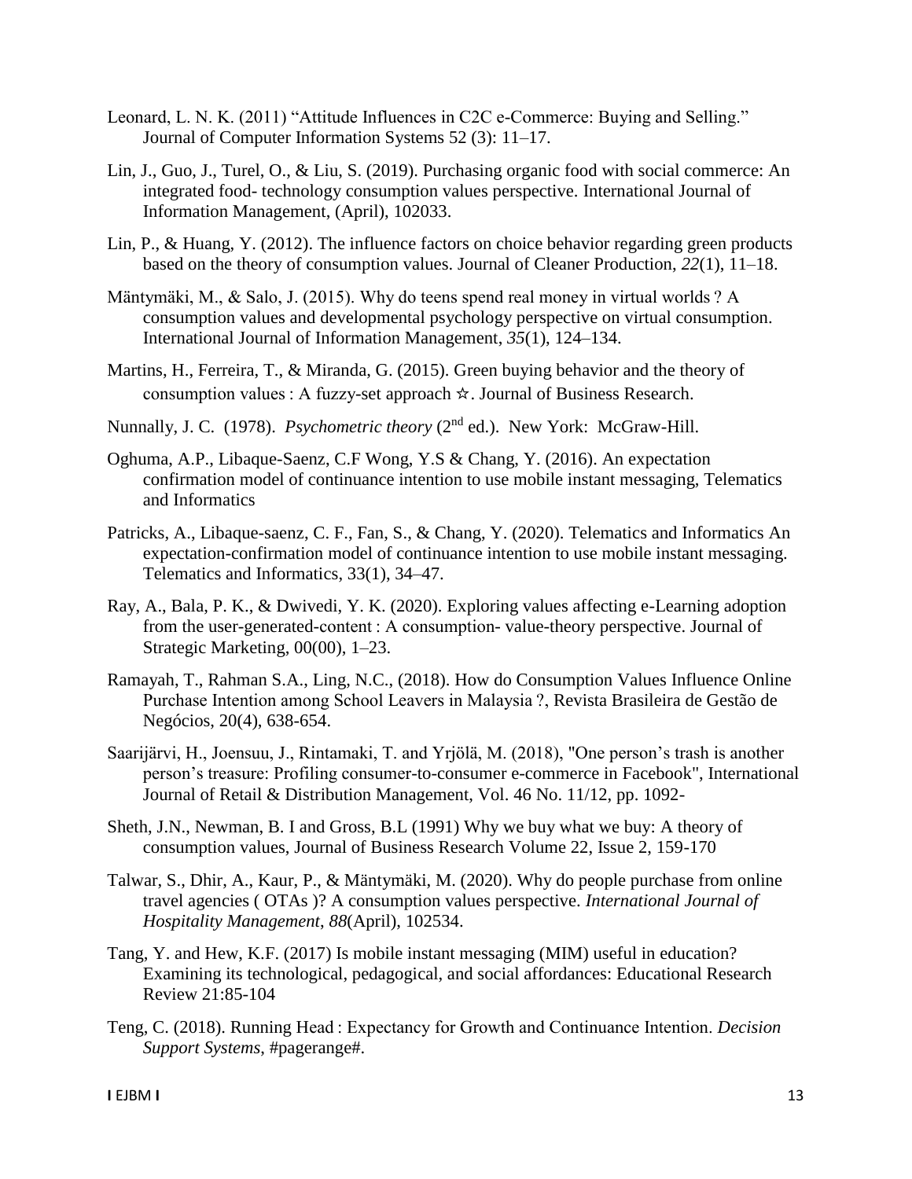Leonard, L. N. K. (2011) “Attitude Influences in C2C e-Commerce: Buying and Selling.” Journal of Computer Information Systems 52 (3): 11–17.

Lin, J., Guo, J., Turel, O., & Liu, S. (2019). Purchasing organic food with social commerce: An integrated food- technology consumption values perspective. International Journal of Information Management, (April), 102033.

Lin, P., & Huang, Y. (2012). The influence factors on choice behavior regarding green products based on the theory of consumption values. Journal of Cleaner Production, *22*(1), 11–18.

Mäntymäki, M., & Salo, J. (2015). Why do teens spend real money in virtual worlds ? A consumption values and developmental psychology perspective on virtual consumption. International Journal of Information Management, *35*(1), 124–134.

Martins, H., Ferreira, T., & Miranda, G. (2015). Green buying behavior and the theory of consumption values : A fuzzy-set approach ☆. Journal of Business Research.

Nunnally, J. C. (1978). *Psychometric theory* (2nd ed.). New York: McGraw-Hill.

Oghuma, A.P., Libaque-Saenz, C.F Wong, Y.S & Chang, Y. (2016). An expectation confirmation model of continuance intention to use mobile instant messaging, Telematics and Informatics

Patricks, A., Libaque-saenz, C. F., Fan, S., & Chang, Y. (2020). Telematics and Informatics An expectation-confirmation model of continuance intention to use mobile instant messaging. Telematics and Informatics, 33(1), 34–47.

Ray, A., Bala, P. K., & Dwivedi, Y. K. (2020). Exploring values affecting e-Learning adoption from the user-generated-content : A consumption- value-theory perspective. Journal of Strategic Marketing, 00(00), 1–23.

Ramayah, T., Rahman S.A., Ling, N.C., (2018). How do Consumption Values Influence Online Purchase Intention among School Leavers in Malaysia ?, Revista Brasileira de Gestão de Negócios, 20(4), 638-654.

Saarijärvi, H., Joensuu, J., Rintamaki, T. and Yrjölä, M. (2018), "One person’s trash is another person’s treasure: Profiling consumer-to-consumer e-commerce in Facebook", International Journal of Retail & Distribution Management, Vol. 46 No. 11/12, pp. 1092-

Sheth, J.N., Newman, B. I and Gross, B.L (1991) Why we buy what we buy: A theory of consumption values, Journal of Business Research Volume 22, Issue 2, 159-170

Talwar, S., Dhir, A., Kaur, P., & Mäntymäki, M. (2020). Why do people purchase from online travel agencies ( OTAs )? A consumption values perspective. *International Journal of Hospitality Management*, *88*(April), 102534.

Tang, Y. and Hew, K.F. (2017) Is mobile instant messaging (MIM) useful in education? Examining its technological, pedagogical, and social affordances: Educational Research Review 21:85-104

Teng, C. (2018). Running Head : Expectancy for Growth and Continuance Intention. *Decision Support Systems*, #pagerange#.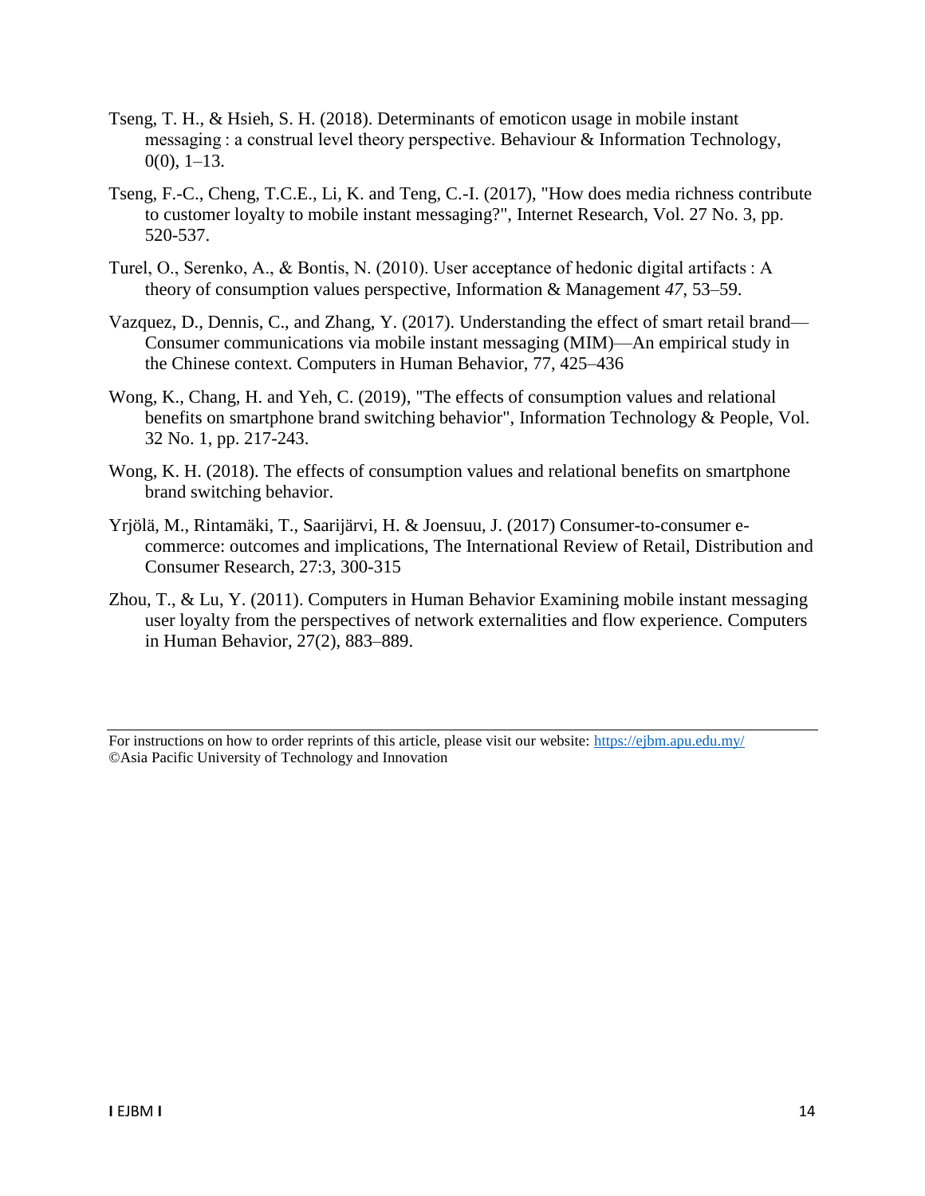Tseng, T. H., & Hsieh, S. H. (2018). Determinants of emoticon usage in mobile instant messaging : a construal level theory perspective. Behaviour & Information Technology, 0(0), 1–13.

Tseng, F.-C., Cheng, T.C.E., Li, K. and Teng, C.-I. (2017), "How does media richness contribute to customer loyalty to mobile instant messaging?", Internet Research, Vol. 27 No. 3, pp. 520-537.

Turel, O., Serenko, A., & Bontis, N. (2010). User acceptance of hedonic digital artifacts : A theory of consumption values perspective, Information & Management *47*, 53–59.

Vazquez, D., Dennis, C., and Zhang, Y. (2017). Understanding the effect of smart retail brand—Consumer communications via mobile instant messaging (MIM)—An empirical study in the Chinese context. Computers in Human Behavior, 77, 425–436

Wong, K., Chang, H. and Yeh, C. (2019), "The effects of consumption values and relational benefits on smartphone brand switching behavior", Information Technology & People, Vol. 32 No. 1, pp. 217-243.

Wong, K. H. (2018). The effects of consumption values and relational benefits on smartphone brand switching behavior.

Yrjölä, M., Rintamäki, T., Saarijärvi, H. & Joensuu, J. (2017) Consumer-to-consumer e-commerce: outcomes and implications, The International Review of Retail, Distribution and Consumer Research, 27:3, 300-315

Zhou, T., & Lu, Y. (2011). Computers in Human Behavior Examining mobile instant messaging user loyalty from the perspectives of network externalities and flow experience. Computers in Human Behavior, 27(2), 883–889.

For instructions on how to order reprints of this article, please visit our website: https://ejbm.apu.edu.my/
©Asia Pacific University of Technology and Innovation